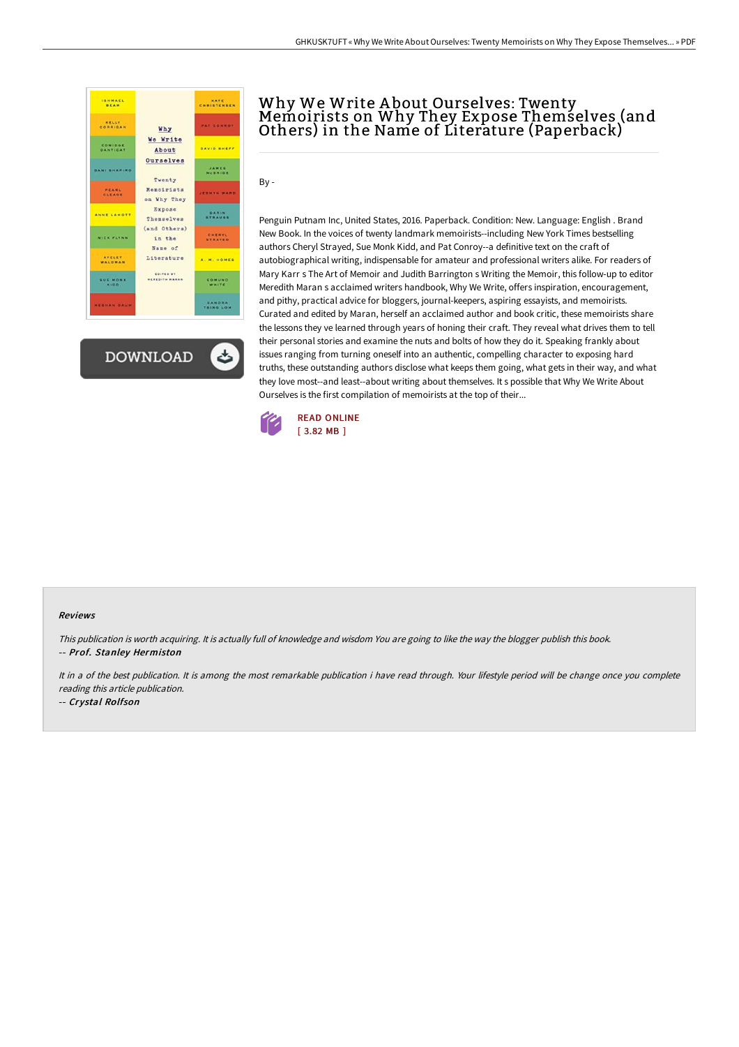# Why We Write About Ourselves: Twenty Memoirists on Why They Expose Themselves (and Others) in the Name of Literature (Paperback)

By -

Penguin Putnam Inc, United States, 2016. Paperback. Condition: New. Language: English . Brand New Book. In the voices of twenty landmark memoirists--including New York Times bestselling authors Cheryl Strayed, Sue Monk Kidd, and Pat Conroy--a definitive text on the craft of autobiographical writing, indispensable for amateur and professional writers alike. For readers of Mary Karr s The Art of Memoir and Judith Barrington s Writing the Memoir, this follow-up to editor Meredith Maran s acclaimed writers handbook, Why We Write, offers inspiration, encouragement, and pithy, practical advice for bloggers, journal-keepers, aspiring essayists, and memoirists. Curated and edited by Maran, herself an acclaimed author and book critic, these memoirists share the lessons they ve learned through years of honing their craft. They reveal what drives them to tell their personal stories and examine the nuts and bolts of how they do it. Speaking frankly about issues ranging from turning oneself into an authentic, compelling character to exposing hard truths, these outstanding authors disclose what keeps them going, what gets in their way, and what they love most--and least--about writing about themselves. It s possible that Why We Write About Ourselves is the first compilation of memoirists at the top of their...

READ ONLINE
[ 3.82 MB ]

#### Reviews

*This publication is worth acquiring. It is actually full of knowledge and wisdom You are going to like the way the blogger publish this book.*
-- ***Prof. Stanley Hermiston***

*It in a of the best publication. It is among the most remarkable publication i have read through. Your lifestyle period will be change once you complete reading this article publication.*
-- ***Crystal Rolfson***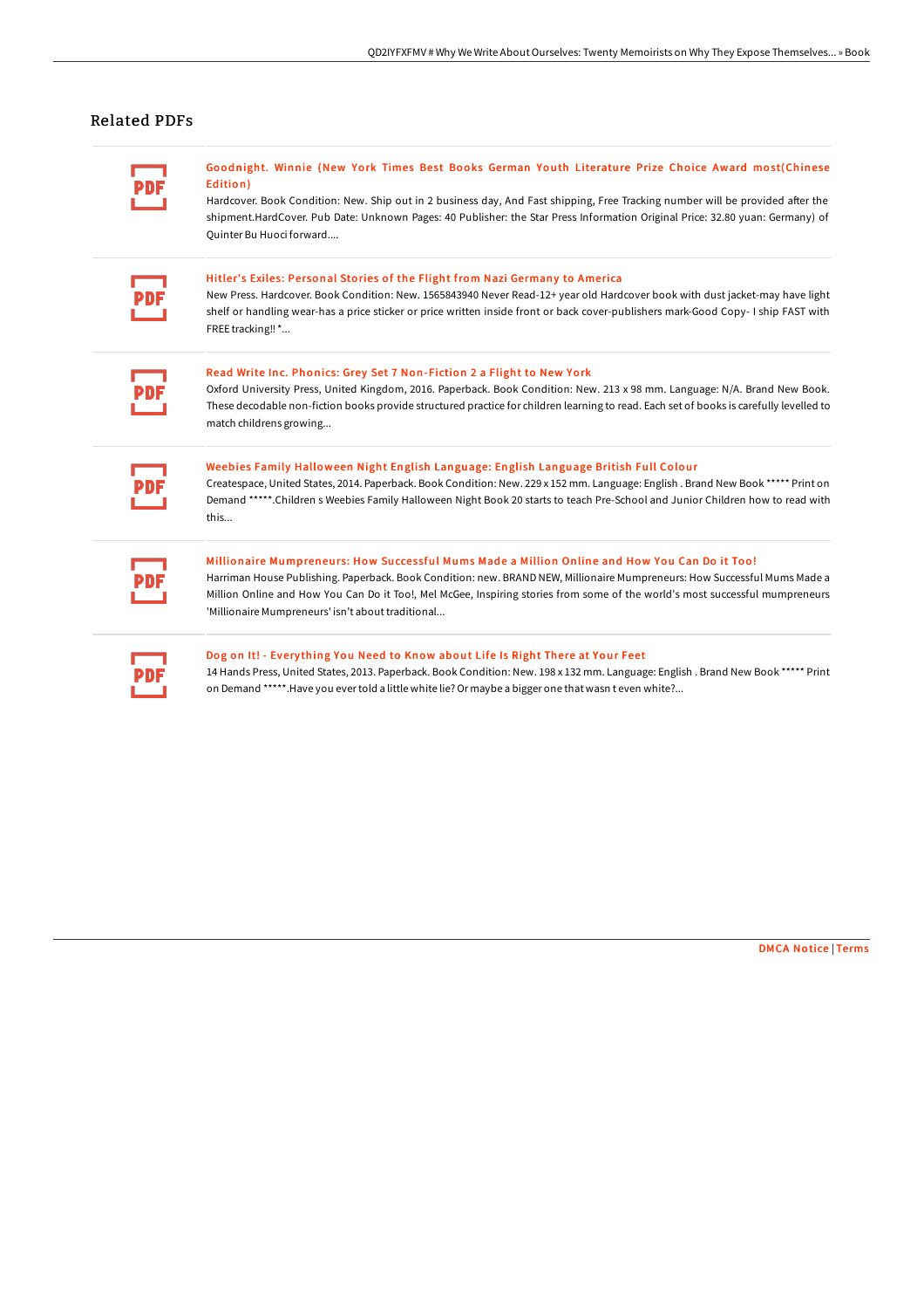## Related PDFs

### Goodnight. Winnie (New York Times Best Books German Youth Literature Prize Choice Award most(Chinese Edition)

Hardcover. Book Condition: New. Ship out in 2 business day, And Fast shipping, Free Tracking number will be provided after the shipment.HardCover. Pub Date: Unknown Pages: 40 Publisher: the Star Press Information Original Price: 32.80 yuan: Germany) of Quinter Bu Huoci forward....

### Hitler's Exiles: Personal Stories of the Flight from Nazi Germany to America

New Press. Hardcover. Book Condition: New. 1565843940 Never Read-12+ year old Hardcover book with dust jacket-may have light shelf or handling wear-has a price sticker or price written inside front or back cover-publishers mark-Good Copy- I ship FAST with FREE tracking!! *...

### Read Write Inc. Phonics: Grey Set 7 Non-Fiction 2 a Flight to New York

Oxford University Press, United Kingdom, 2016. Paperback. Book Condition: New. 213 x 98 mm. Language: N/A. Brand New Book. These decodable non-fiction books provide structured practice for children learning to read. Each set of books is carefully levelled to match childrens growing...

### Weebies Family Halloween Night English Language: English Language British Full Colour

Createspace, United States, 2014. Paperback. Book Condition: New. 229 x 152 mm. Language: English . Brand New Book ***** Print on Demand *****.Children s Weebies Family Halloween Night Book 20 starts to teach Pre-School and Junior Children how to read with this...

### Millionaire Mumpreneurs: How Successful Mums Made a Million Online and How You Can Do it Too!

Harriman House Publishing. Paperback. Book Condition: new. BRAND NEW, Millionaire Mumpreneurs: How Successful Mums Made a Million Online and How You Can Do it Too!, Mel McGee, Inspiring stories from some of the world's most successful mumpreneurs 'Millionaire Mumpreneurs' isn't about traditional...

### Dog on It! - Everything You Need to Know about Life Is Right There at Your Feet

14 Hands Press, United States, 2013. Paperback. Book Condition: New. 198 x 132 mm. Language: English . Brand New Book ***** Print on Demand *****.Have you ever told a little white lie? Or maybe a bigger one that wasn t even white?...

DMCA Notice | Terms